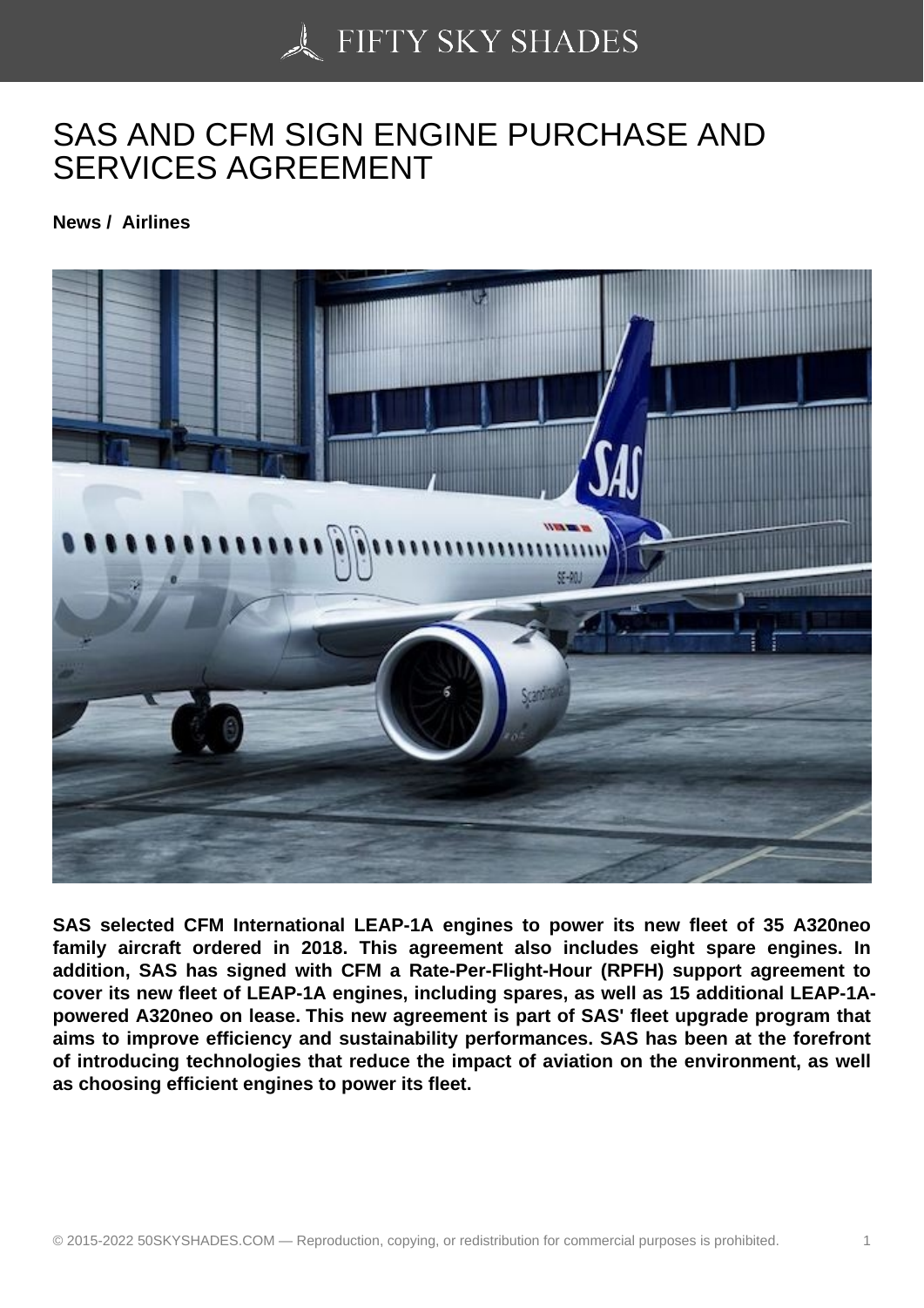# SAS AND CFM SIGN ENGINE PURCHASE AND SERVICES AGREEMENT

**News / Airlines**

**SAS selected CFM International LEAP-1A engines to power its new fleet of 35 A320neo family aircraft ordered in 2018. This agreement also includes eight spare engines. In addition, SAS has signed with CFM a Rate-Per-Flight-Hour (RPFH) support agreement to cover its new fleet of LEAP-1A engines, including spares, as well as 15 additional LEAP-1A-powered A320neo on lease. This new agreement is part of SAS' fleet upgrade program that aims to improve efficiency and sustainability performances. SAS has been at the forefront of introducing technologies that reduce the impact of aviation on the environment, as well as choosing efficient engines to power its fleet.**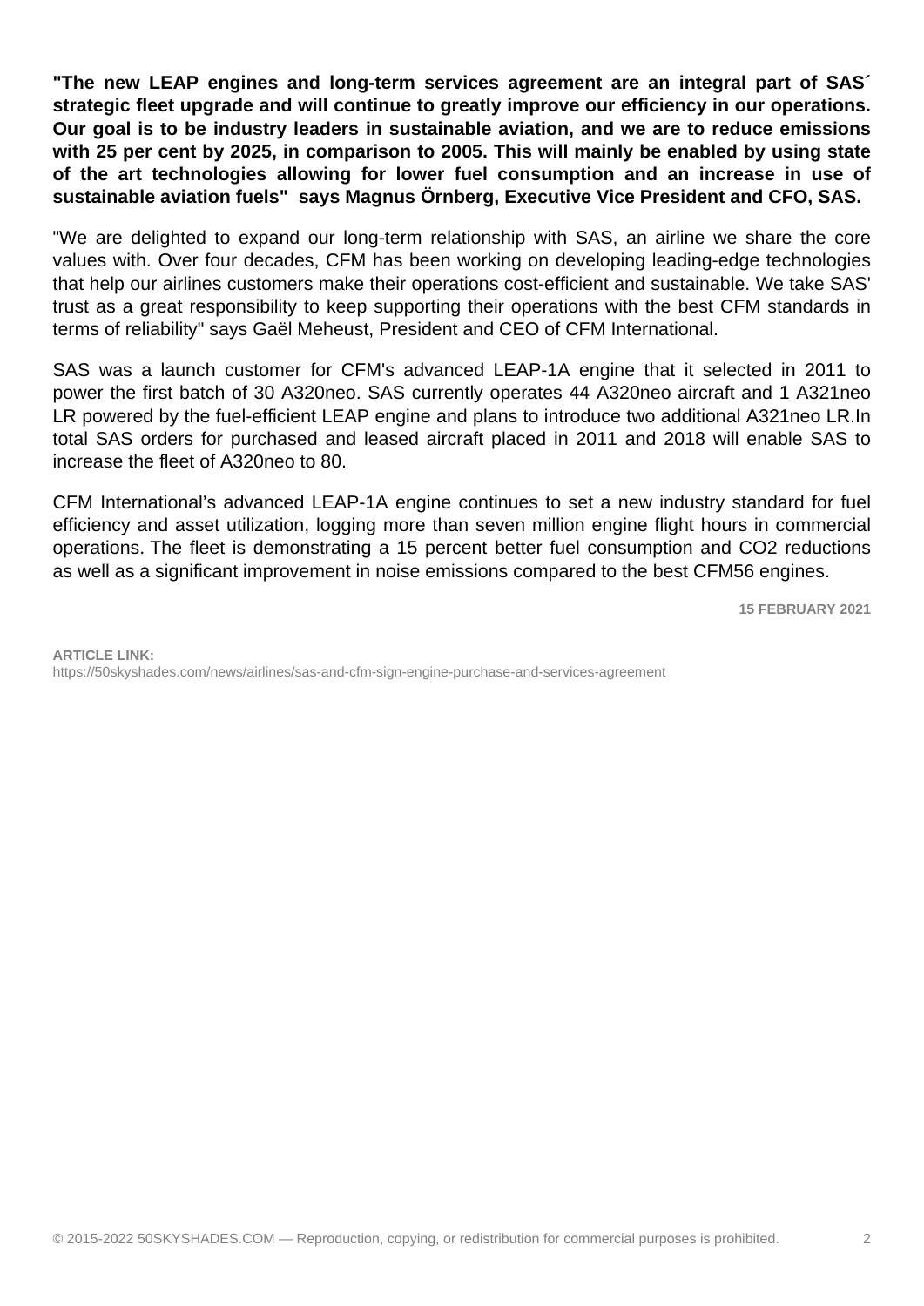**"The new LEAP engines and long-term services agreement are an integral part of SAS´ strategic fleet upgrade and will continue to greatly improve our efficiency in our operations. Our goal is to be industry leaders in sustainable aviation, and we are to reduce emissions with 25 per cent by 2025, in comparison to 2005. This will mainly be enabled by using state of the art technologies allowing for lower fuel consumption and an increase in use of sustainable aviation fuels" says Magnus Örnberg, Executive Vice President and CFO, SAS.**

"We are delighted to expand our long-term relationship with SAS, an airline we share the core values with. Over four decades, CFM has been working on developing leading-edge technologies that help our airlines customers make their operations cost-efficient and sustainable. We take SAS' trust as a great responsibility to keep supporting their operations with the best CFM standards in terms of reliability" says Gaël Meheust, President and CEO of CFM International.

SAS was a launch customer for CFM's advanced LEAP-1A engine that it selected in 2011 to power the first batch of 30 A320neo. SAS currently operates 44 A320neo aircraft and 1 A321neo LR powered by the fuel-efficient LEAP engine and plans to introduce two additional A321neo LR.In total SAS orders for purchased and leased aircraft placed in 2011 and 2018 will enable SAS to increase the fleet of A320neo to 80.

CFM International's advanced LEAP-1A engine continues to set a new industry standard for fuel efficiency and asset utilization, logging more than seven million engine flight hours in commercial operations. The fleet is demonstrating a 15 percent better fuel consumption and $CO_2$ reductions as well as a significant improvement in noise emissions compared to the best CFM56 engines.

**15 FEBRUARY 2021**

**ARTICLE LINK:**
https://50skyshades.com/news/airlines/sas-and-cfm-sign-engine-purchase-and-services-agreement